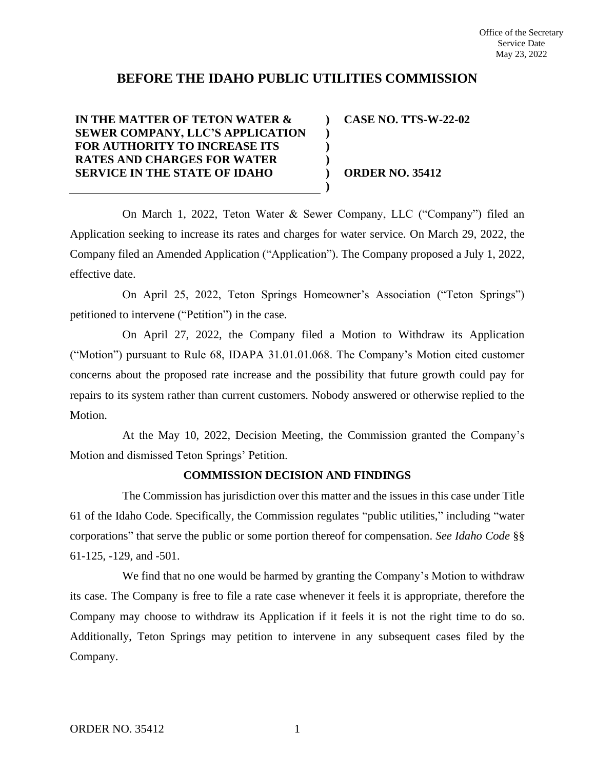Office of the Secretary
Service Date
May 23, 2022

# BEFORE THE IDAHO PUBLIC UTILITIES COMMISSION

| | | |
|---|---|---|
| **IN THE MATTER OF TETON WATER & SEWER COMPANY, LLC'S APPLICATION FOR AUTHORITY TO INCREASE ITS RATES AND CHARGES FOR WATER SERVICE IN THE STATE OF IDAHO** | **)** | **CASE NO. TTS-W-22-02** |
| | **)** | |
| | **)** | **ORDER NO. 35412** |

On March 1, 2022, Teton Water & Sewer Company, LLC ("Company") filed an Application seeking to increase its rates and charges for water service. On March 29, 2022, the Company filed an Amended Application ("Application"). The Company proposed a July 1, 2022, effective date.

On April 25, 2022, Teton Springs Homeowner's Association ("Teton Springs") petitioned to intervene ("Petition") in the case.

On April 27, 2022, the Company filed a Motion to Withdraw its Application ("Motion") pursuant to Rule 68, IDAPA 31.01.01.068. The Company's Motion cited customer concerns about the proposed rate increase and the possibility that future growth could pay for repairs to its system rather than current customers. Nobody answered or otherwise replied to the Motion.

At the May 10, 2022, Decision Meeting, the Commission granted the Company's Motion and dismissed Teton Springs' Petition.

## COMMISSION DECISION AND FINDINGS

The Commission has jurisdiction over this matter and the issues in this case under Title 61 of the Idaho Code. Specifically, the Commission regulates "public utilities," including "water corporations" that serve the public or some portion thereof for compensation. *See Idaho Code* §§ 61-125, -129, and -501.

We find that no one would be harmed by granting the Company's Motion to withdraw its case. The Company is free to file a rate case whenever it feels it is appropriate, therefore the Company may choose to withdraw its Application if it feels it is not the right time to do so. Additionally, Teton Springs may petition to intervene in any subsequent cases filed by the Company.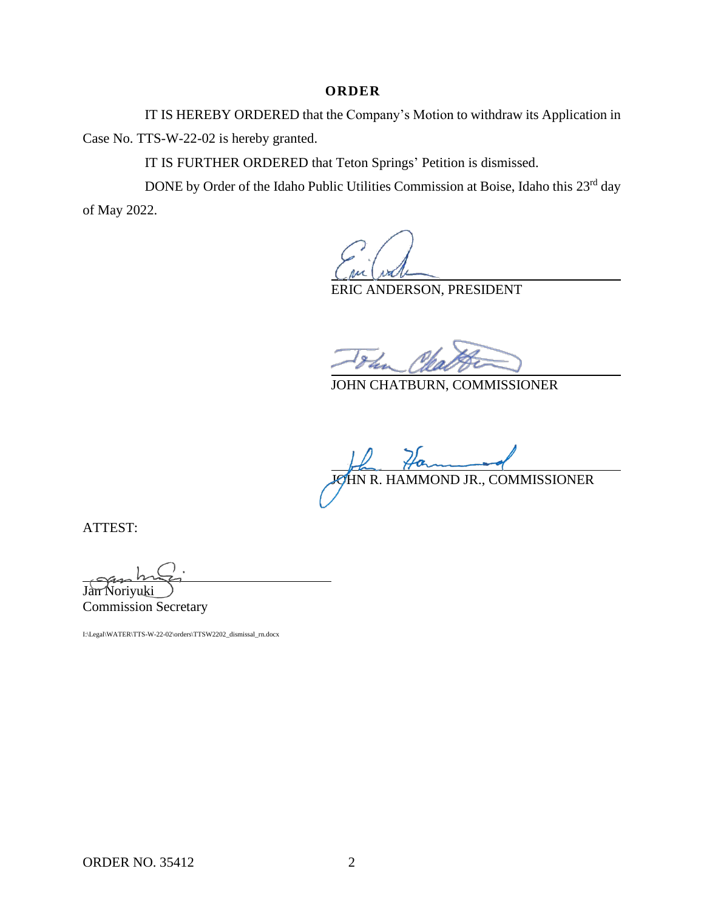## ORDER

IT IS HEREBY ORDERED that the Company's Motion to withdraw its Application in Case No. TTS-W-22-02 is hereby granted.

IT IS FURTHER ORDERED that Teton Springs' Petition is dismissed.

DONE by Order of the Idaho Public Utilities Commission at Boise, Idaho this 23rd day of May 2022.

ERIC ANDERSON, PRESIDENT

JOHN CHATBURN, COMMISSIONER

JOHN R. HAMMOND JR., COMMISSIONER

ATTEST:

Jan Noriyuki
Commission Secretary

I:\Legal\WATER\TTS-W-22-02\orders\TTSW2202_dismissal_rn.docx

ORDER NO. 35412